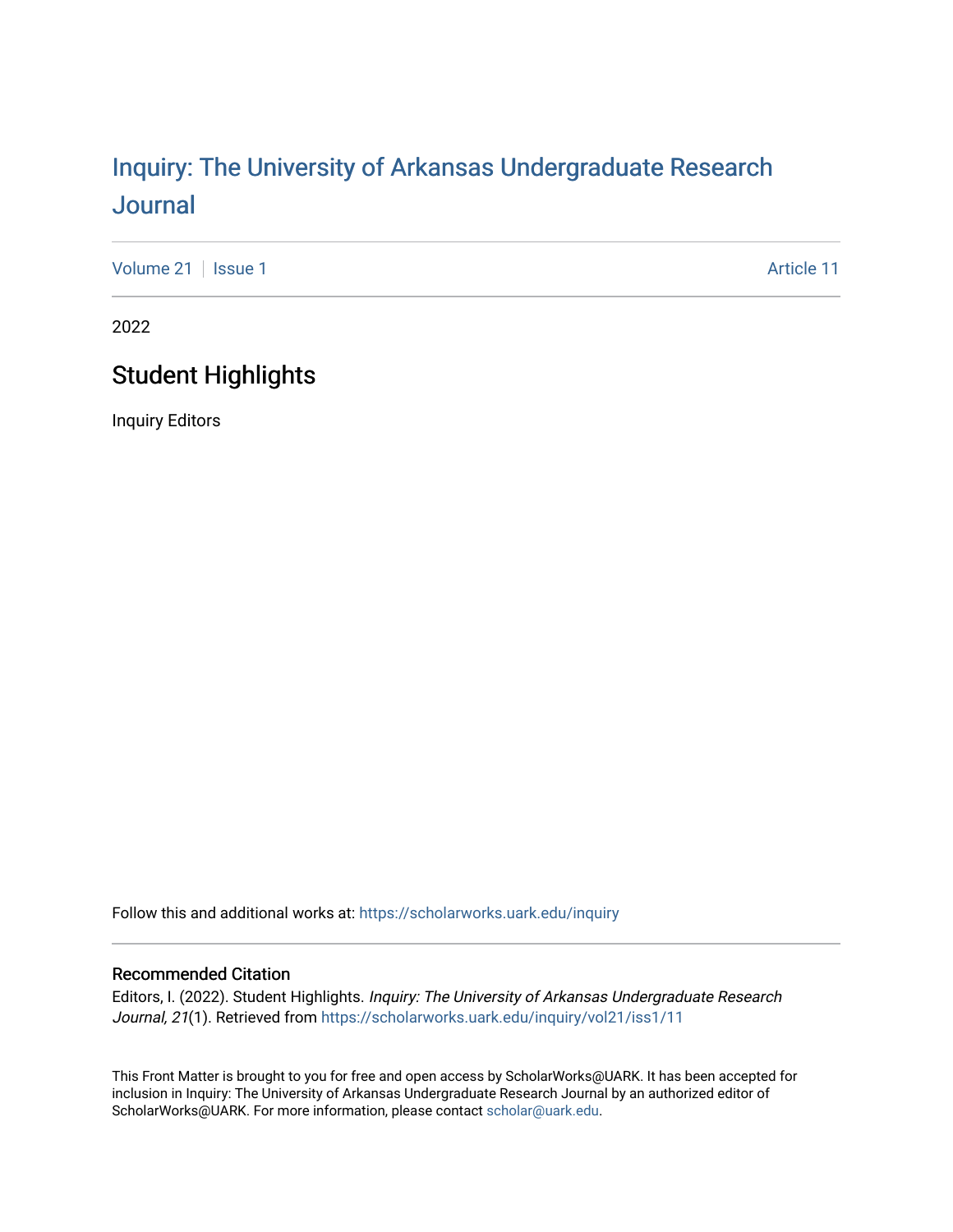# Inquiry: The University of Arkansas Undergraduate Research Journal

Volume 21 | Issue 1 | Article 11

2022

## Student Highlights

Inquiry Editors

Follow this and additional works at: https://scholarworks.uark.edu/inquiry

### Recommended Citation

Editors, I. (2022). Student Highlights. *Inquiry: The University of Arkansas Undergraduate Research Journal, 21*(1). Retrieved from https://scholarworks.uark.edu/inquiry/vol21/iss1/11

This Front Matter is brought to you for free and open access by ScholarWorks@UARK. It has been accepted for inclusion in Inquiry: The University of Arkansas Undergraduate Research Journal by an authorized editor of ScholarWorks@UARK. For more information, please contact scholar@uark.edu.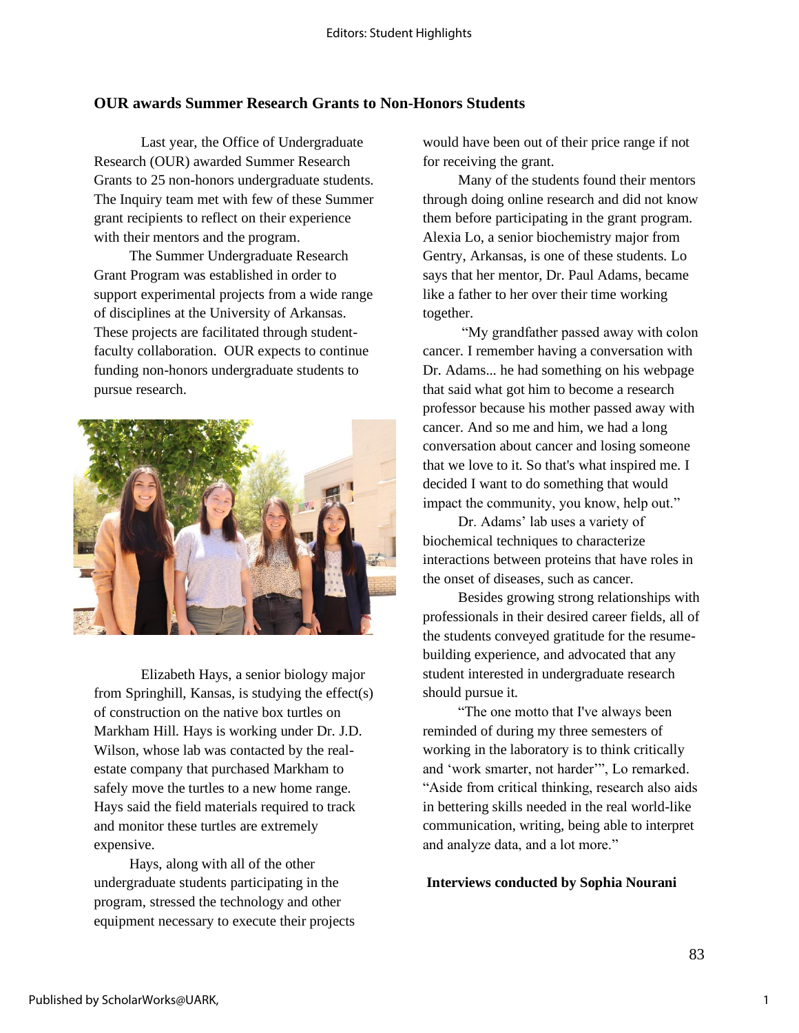## OUR awards Summer Research Grants to Non-Honors Students

Last year, the Office of Undergraduate Research (OUR) awarded Summer Research Grants to 25 non-honors undergraduate students. The Inquiry team met with few of these Summer grant recipients to reflect on their experience with their mentors and the program.

The Summer Undergraduate Research Grant Program was established in order to support experimental projects from a wide range of disciplines at the University of Arkansas. These projects are facilitated through student-faculty collaboration. OUR expects to continue funding non-honors undergraduate students to pursue research.

Elizabeth Hays, a senior biology major from Springhill, Kansas, is studying the effect(s) of construction on the native box turtles on Markham Hill. Hays is working under Dr. J.D. Wilson, whose lab was contacted by the real-estate company that purchased Markham to safely move the turtles to a new home range. Hays said the field materials required to track and monitor these turtles are extremely expensive.

Hays, along with all of the other undergraduate students participating in the program, stressed the technology and other equipment necessary to execute their projects would have been out of their price range if not for receiving the grant.

Many of the students found their mentors through doing online research and did not know them before participating in the grant program. Alexia Lo, a senior biochemistry major from Gentry, Arkansas, is one of these students. Lo says that her mentor, Dr. Paul Adams, became like a father to her over their time working together.

"My grandfather passed away with colon cancer. I remember having a conversation with Dr. Adams... he had something on his webpage that said what got him to become a research professor because his mother passed away with cancer. And so me and him, we had a long conversation about cancer and losing someone that we love to it. So that's what inspired me. I decided I want to do something that would impact the community, you know, help out."

Dr. Adams' lab uses a variety of biochemical techniques to characterize interactions between proteins that have roles in the onset of diseases, such as cancer.

Besides growing strong relationships with professionals in their desired career fields, all of the students conveyed gratitude for the resume-building experience, and advocated that any student interested in undergraduate research should pursue it.

"The one motto that I've always been reminded of during my three semesters of working in the laboratory is to think critically and 'work smarter, not harder'", Lo remarked. "Aside from critical thinking, research also aids in bettering skills needed in the real world-like communication, writing, being able to interpret and analyze data, and a lot more."

**Interviews conducted by Sophia Nourani**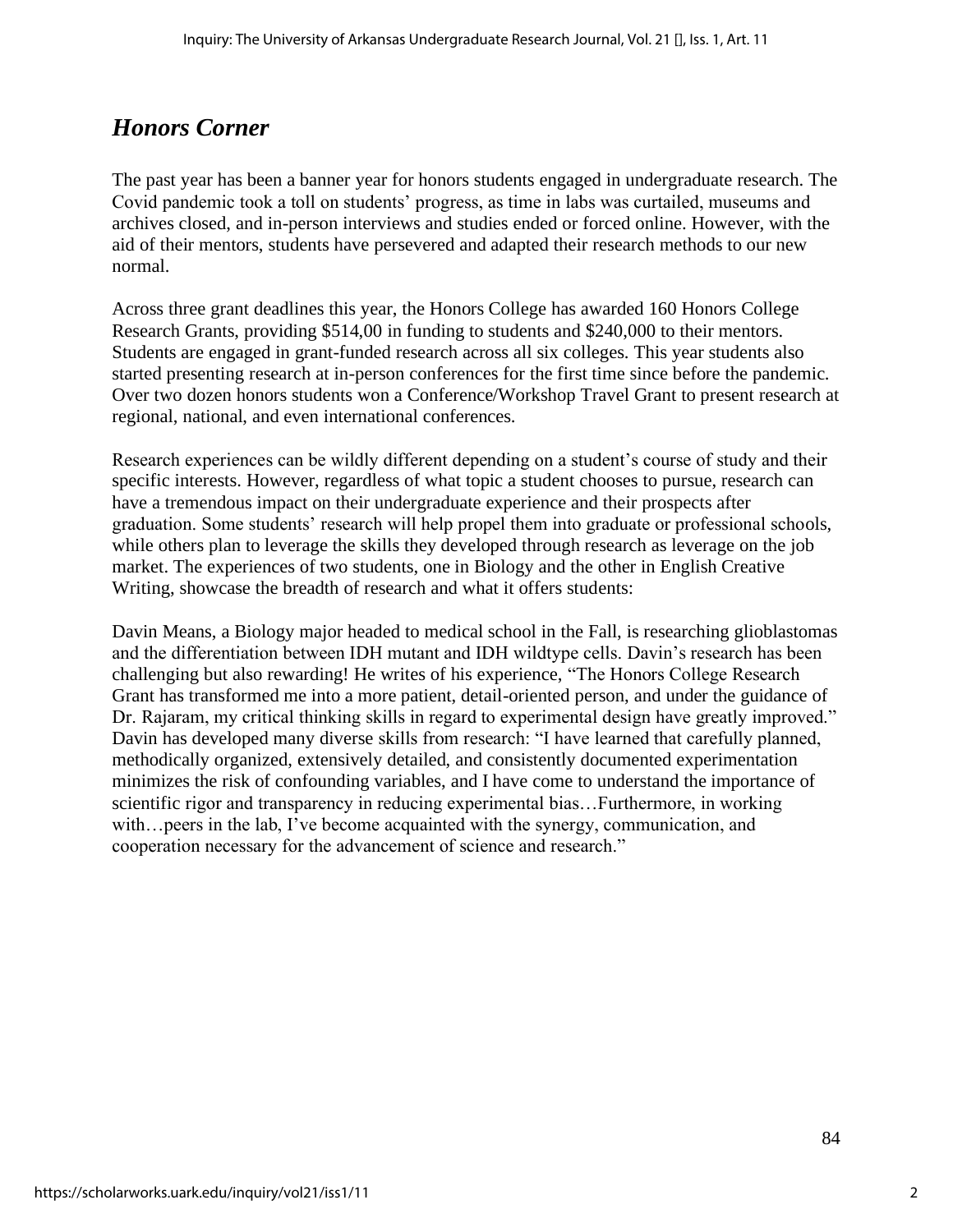## *Honors Corner*

The past year has been a banner year for honors students engaged in undergraduate research. The Covid pandemic took a toll on students' progress, as time in labs was curtailed, museums and archives closed, and in-person interviews and studies ended or forced online. However, with the aid of their mentors, students have persevered and adapted their research methods to our new normal.

Across three grant deadlines this year, the Honors College has awarded 160 Honors College Research Grants, providing $514,00 in funding to students and $240,000 to their mentors. Students are engaged in grant-funded research across all six colleges. This year students also started presenting research at in-person conferences for the first time since before the pandemic. Over two dozen honors students won a Conference/Workshop Travel Grant to present research at regional, national, and even international conferences.

Research experiences can be wildly different depending on a student's course of study and their specific interests. However, regardless of what topic a student chooses to pursue, research can have a tremendous impact on their undergraduate experience and their prospects after graduation. Some students' research will help propel them into graduate or professional schools, while others plan to leverage the skills they developed through research as leverage on the job market. The experiences of two students, one in Biology and the other in English Creative Writing, showcase the breadth of research and what it offers students:

Davin Means, a Biology major headed to medical school in the Fall, is researching glioblastomas and the differentiation between IDH mutant and IDH wildtype cells. Davin's research has been challenging but also rewarding! He writes of his experience, "The Honors College Research Grant has transformed me into a more patient, detail-oriented person, and under the guidance of Dr. Rajaram, my critical thinking skills in regard to experimental design have greatly improved." Davin has developed many diverse skills from research: "I have learned that carefully planned, methodically organized, extensively detailed, and consistently documented experimentation minimizes the risk of confounding variables, and I have come to understand the importance of scientific rigor and transparency in reducing experimental bias…Furthermore, in working with…peers in the lab, I've become acquainted with the synergy, communication, and cooperation necessary for the advancement of science and research."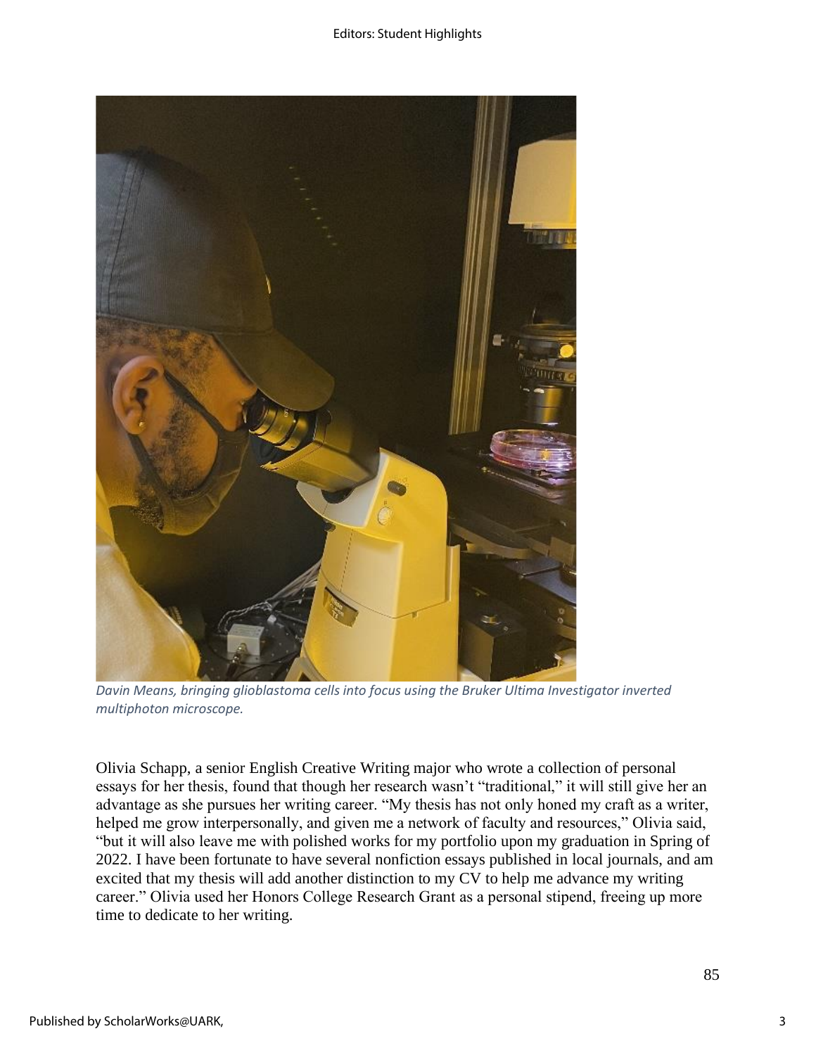*Davin Means, bringing glioblastoma cells into focus using the Bruker Ultima Investigator inverted multiphoton microscope.*

Olivia Schapp, a senior English Creative Writing major who wrote a collection of personal essays for her thesis, found that though her research wasn't "traditional," it will still give her an advantage as she pursues her writing career. "My thesis has not only honed my craft as a writer, helped me grow interpersonally, and given me a network of faculty and resources," Olivia said, "but it will also leave me with polished works for my portfolio upon my graduation in Spring of 2022. I have been fortunate to have several nonfiction essays published in local journals, and am excited that my thesis will add another distinction to my CV to help me advance my writing career." Olivia used her Honors College Research Grant as a personal stipend, freeing up more time to dedicate to her writing.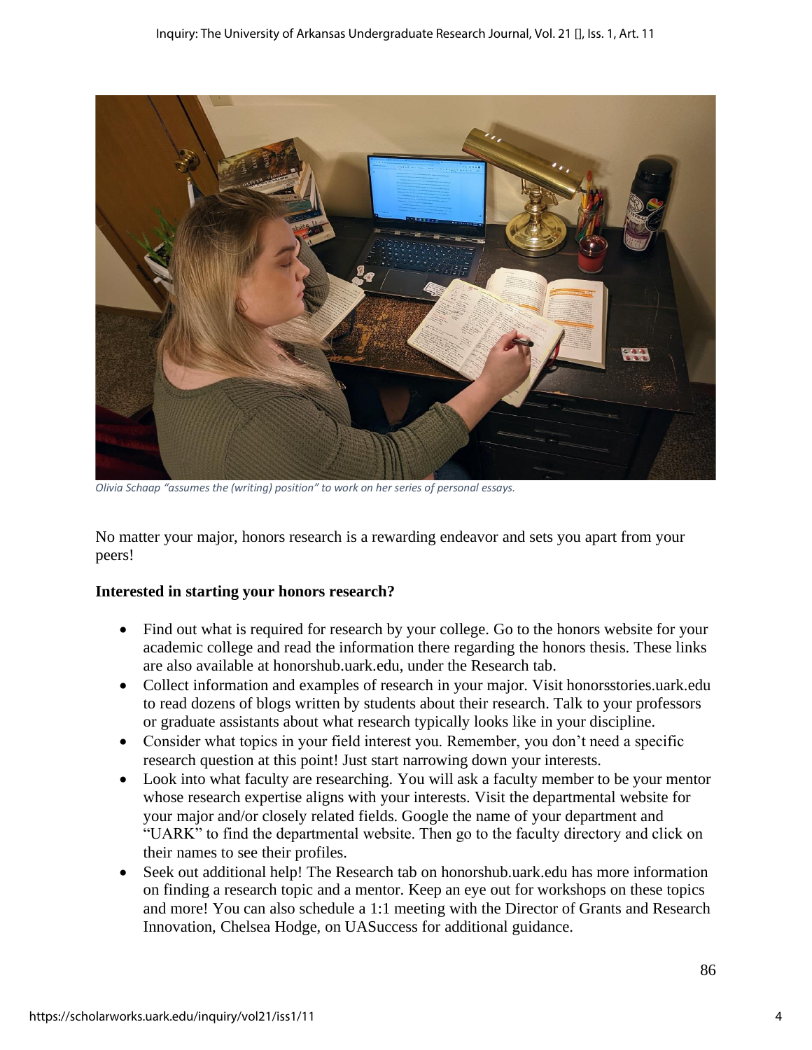*Olivia Schaap "assumes the (writing) position" to work on her series of personal essays.*

No matter your major, honors research is a rewarding endeavor and sets you apart from your peers!

**Interested in starting your honors research?**

- Find out what is required for research by your college. Go to the honors website for your academic college and read the information there regarding the honors thesis. These links are also available at honorshub.uark.edu, under the Research tab.
- Collect information and examples of research in your major. Visit honorsstories.uark.edu to read dozens of blogs written by students about their research. Talk to your professors or graduate assistants about what research typically looks like in your discipline.
- Consider what topics in your field interest you. Remember, you don't need a specific research question at this point! Just start narrowing down your interests.
- Look into what faculty are researching. You will ask a faculty member to be your mentor whose research expertise aligns with your interests. Visit the departmental website for your major and/or closely related fields. Google the name of your department and "UARK" to find the departmental website. Then go to the faculty directory and click on their names to see their profiles.
- Seek out additional help! The Research tab on honorshub.uark.edu has more information on finding a research topic and a mentor. Keep an eye out for workshops on these topics and more! You can also schedule a 1:1 meeting with the Director of Grants and Research Innovation, Chelsea Hodge, on UASuccess for additional guidance.